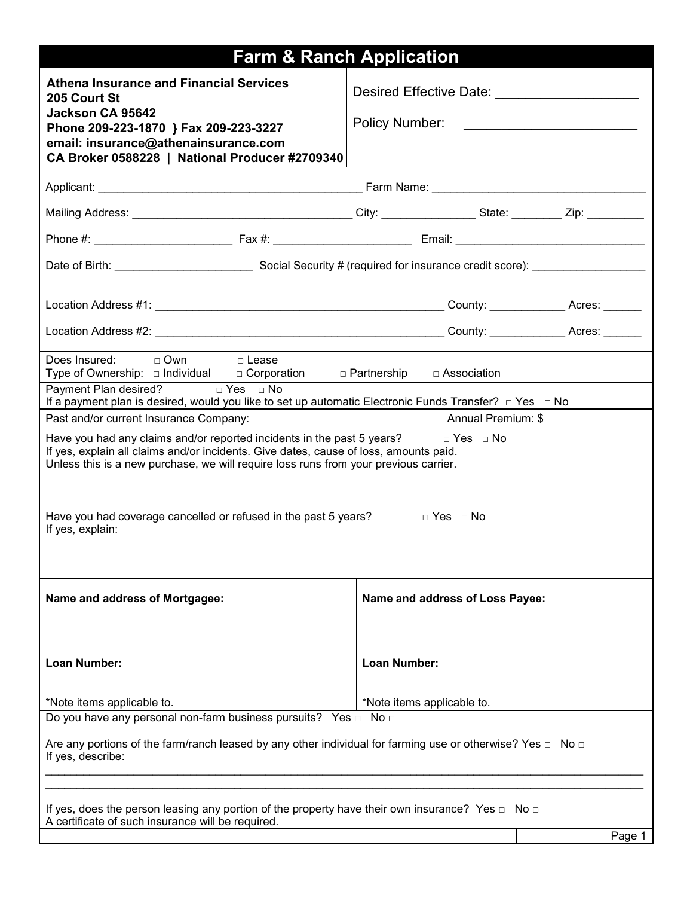# Farm & Ranch Application

**Athena Insurance and Financial Services**
**205 Court St**
**Jackson CA 95642**
**Phone 209-223-1870 } Fax 209-223-3227**
**email: insurance@athenainsurance.com**
**CA Broker 0588228 | National Producer #2709340**

Desired Effective Date: ___________________

Policy Number: _______________________

Applicant: ___________________________________________ Farm Name: __________________________________

Mailing Address: ____________________________________ City: _______________ State: ________ Zip: _________

Phone #: _____________________ Fax #: _____________________ Email: _____________________________

Date of Birth: ______________________ Social Security # (required for insurance credit score): __________________

Location Address #1: _______________________________________________ County: ____________ Acres: ______

Location Address #2: _______________________________________________ County: ____________ Acres: ______

Does Insured: □ Own □ Lease
Type of Ownership: □ Individual □ Corporation □ Partnership □ Association

Payment Plan desired? □ Yes □ No
If a payment plan is desired, would you like to set up automatic Electronic Funds Transfer? □ Yes □ No

Past and/or current Insurance Company: Annual Premium: $

Have you had any claims and/or reported incidents in the past 5 years? □ Yes □ No
If yes, explain all claims and/or incidents. Give dates, cause of loss, amounts paid.
Unless this is a new purchase, we will require loss runs from your previous carrier.

Have you had coverage cancelled or refused in the past 5 years? □ Yes □ No
If yes, explain:

| **Name and address of Mortgagee:** | **Name and address of Loss Payee:** |
|---|---|
| **Loan Number:** | **Loan Number:** |
| *Note items applicable to. | *Note items applicable to. |

Do you have any personal non-farm business pursuits? Yes □ No □

Are any portions of the farm/ranch leased by any other individual for farming use or otherwise? Yes □ No □
If yes, describe:

_____________________________________________________________________________________________

_____________________________________________________________________________________________

If yes, does the person leasing any portion of the property have their own insurance? Yes □ No □
A certificate of such insurance will be required.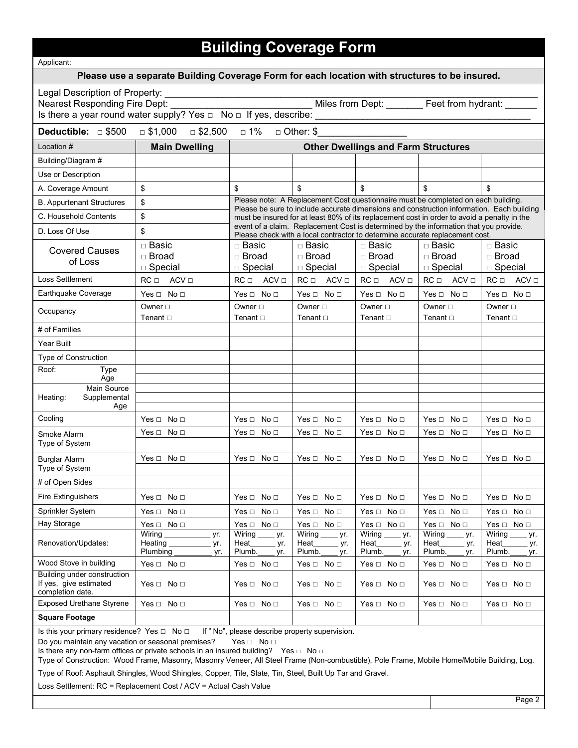# Building Coverage Form

Applicant:

**Please use a separate Building Coverage Form for each location with structures to be insured.**

Legal Description of Property: ___________________________________________

Nearest Responding Fire Dept: ___________________________ Miles from Dept: _______ Feet from hydrant: ______

Is there a year round water supply? Yes □ No □ If yes, describe: ___________________________________________

**Deductible:** □ $500 □ $1,000 □ $2,500 □ 1% □ Other: $_________________

| Location # | Main Dwelling | Other Dwellings and Farm Structures | | | | |
|---|---|---|---|---|---|---|
| Building/Diagram # | | | | | | |
| Use or Description | | | | | | |
| A. Coverage Amount | $ | $ | $ | $ | $ | $ |
| B. Appurtenant Structures | $ | Please note: A Replacement Cost questionnaire must be completed on each building. Please be sure to include accurate dimensions and construction information. Each building must be insured for at least 80% of its replacement cost in order to avoid a penalty in the event of a claim. Replacement Cost is determined by the information that you provide. Please check with a local contractor to determine accurate replacement cost. | | | | |
| C. Household Contents | $ | | | | | |
| D. Loss Of Use | $ | | | | | |
| Covered Causes of Loss | □ Basic □ Broad □ Special | □ Basic □ Broad □ Special | □ Basic □ Broad □ Special | □ Basic □ Broad □ Special | □ Basic □ Broad □ Special | □ Basic □ Broad □ Special |
| Loss Settlement | RC □ ACV □ | RC □ ACV □ | RC □ ACV □ | RC □ ACV □ | RC □ ACV □ | RC □ ACV □ |
| Earthquake Coverage | Yes □ No □ | Yes □ No □ | Yes □ No □ | Yes □ No □ | Yes □ No □ | Yes □ No □ |
| Occupancy | Owner □ Tenant □ | Owner □ Tenant □ | Owner □ Tenant □ | Owner □ Tenant □ | Owner □ Tenant □ | Owner □ Tenant □ |
| # of Families | | | | | | |
| Year Built | | | | | | |
| Type of Construction | | | | | | |
| Roof: Type | | | | | | |
| Roof: Age | | | | | | |
| Heating: Main Source | | | | | | |
| Heating: Supplemental | | | | | | |
| Heating: Age | | | | | | |
| Cooling | Yes □ No □ | Yes □ No □ | Yes □ No □ | Yes □ No □ | Yes □ No □ | Yes □ No □ |
| Smoke Alarm | Yes □ No □ | Yes □ No □ | Yes □ No □ | Yes □ No □ | Yes □ No □ | Yes □ No □ |
| Type of System | | | | | | |
| Burglar Alarm | Yes □ No □ | Yes □ No □ | Yes □ No □ | Yes □ No □ | Yes □ No □ | Yes □ No □ |
| Type of System | | | | | | |
| # of Open Sides | | | | | | |
| Fire Extinguishers | Yes □ No □ | Yes □ No □ | Yes □ No □ | Yes □ No □ | Yes □ No □ | Yes □ No □ |
| Sprinkler System | Yes □ No □ | Yes □ No □ | Yes □ No □ | Yes □ No □ | Yes □ No □ | Yes □ No □ |
| Hay Storage | Yes □ No □ | Yes □ No □ | Yes □ No □ | Yes □ No □ | Yes □ No □ | Yes □ No □ |
| Renovation/Updates: | Wiring ________ yr. Heating ________ yr. Plumbing ________ yr. | Wiring ____ yr. Heat______ yr. Plumb.____ yr. | Wiring ____ yr. Heat______ yr. Plumb.____ yr. | Wiring ____ yr. Heat______ yr. Plumb.____ yr. | Wiring ____ yr. Heat______ yr. Plumb.____ yr. | Wiring ____ yr. Heat______ yr. Plumb.____ yr. |
| Wood Stove in building | Yes □ No □ | Yes □ No □ | Yes □ No □ | Yes □ No □ | Yes □ No □ | Yes □ No □ |
| Building under construction If yes, give estimated completion date. | Yes □ No □ | Yes □ No □ | Yes □ No □ | Yes □ No □ | Yes □ No □ | Yes □ No □ |
| Exposed Urethane Styrene | Yes □ No □ | Yes □ No □ | Yes □ No □ | Yes □ No □ | Yes □ No □ | Yes □ No □ |
| **Square Footage** | | | | | | |

Is this your primary residence? Yes □ No □ If " No", please describe property supervision.

Do you maintain any vacation or seasonal premises? Yes □ No □

Is there any non-farm offices or private schools in an insured building? Yes □ No □

Type of Construction: Wood Frame, Masonry, Masonry Veneer, All Steel Frame (Non-combustible), Pole Frame, Mobile Home/Mobile Building, Log.

Type of Roof: Asphault Shingles, Wood Shingles, Copper, Tile, Slate, Tin, Steel, Built Up Tar and Gravel.

Loss Settlement: RC = Replacement Cost / ACV = Actual Cash Value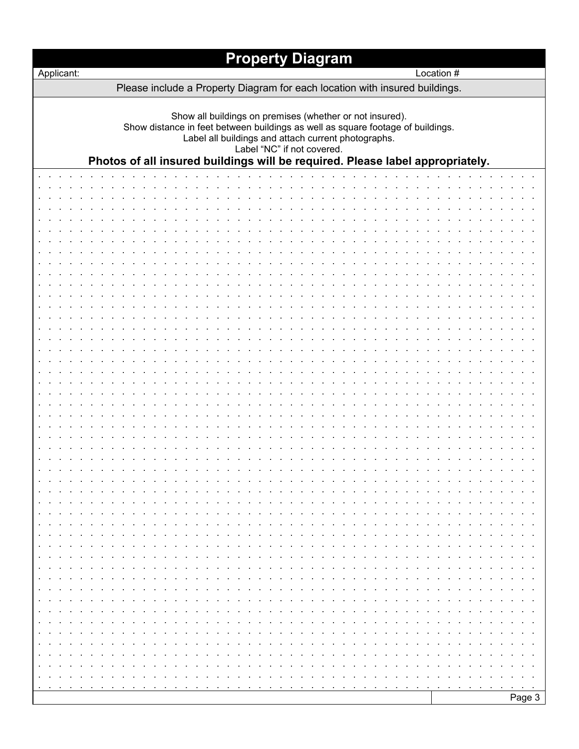# Property Diagram

| Applicant: | Location # |
|---|---|

Please include a Property Diagram for each location with insured buildings.

Show all buildings on premises (whether or not insured).
Show distance in feet between buildings as well as square footage of buildings.
Label all buildings and attach current photographs.
Label "NC" if not covered.

**Photos of all insured buildings will be required. Please label appropriately.**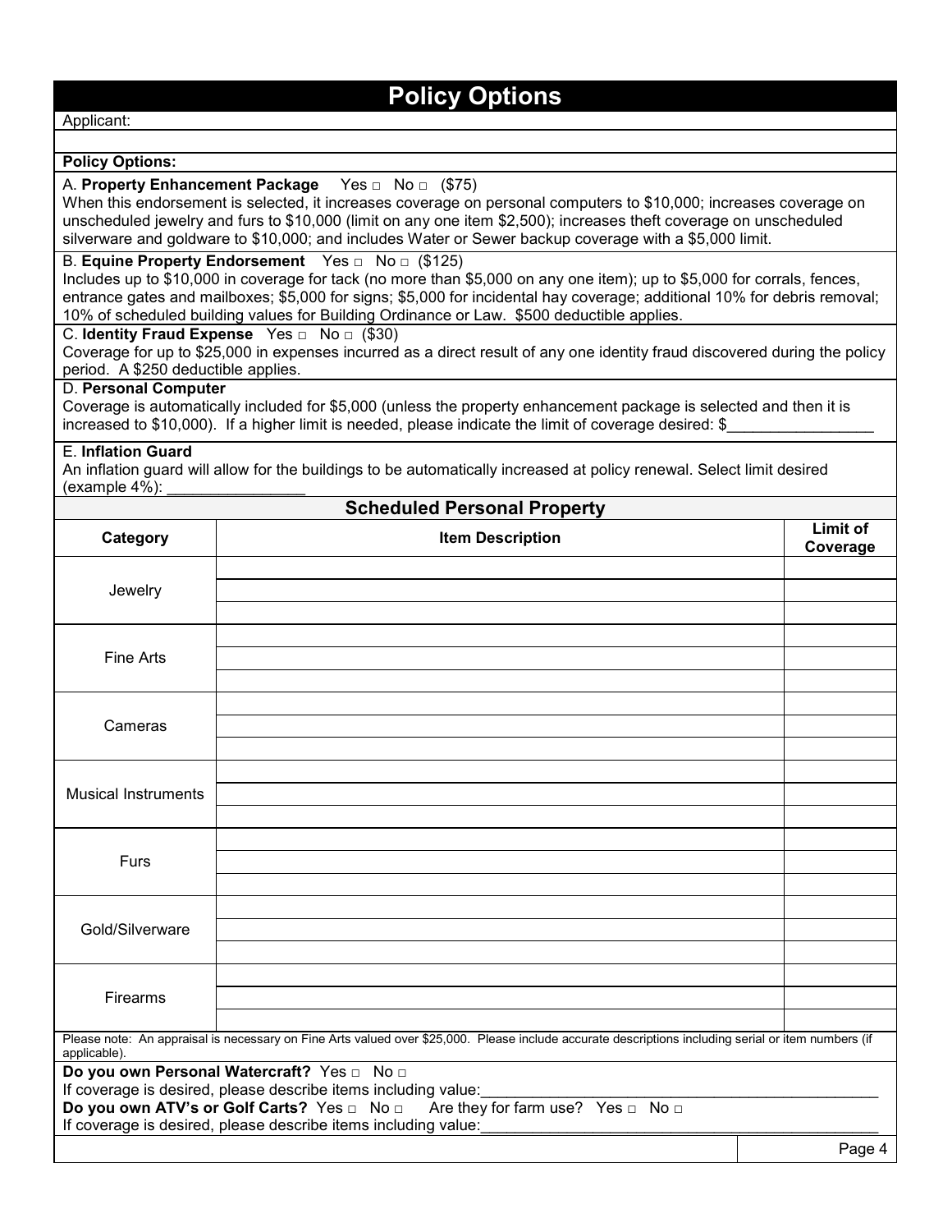# Policy Options

Applicant:

**Policy Options:**

A. **Property Enhancement Package** Yes □ No □ ($75)
When this endorsement is selected, it increases coverage on personal computers to $10,000; increases coverage on unscheduled jewelry and furs to $10,000 (limit on any one item $2,500); increases theft coverage on unscheduled silverware and goldware to $10,000; and includes Water or Sewer backup coverage with a $5,000 limit.

B. **Equine Property Endorsement** Yes □ No □ ($125)
Includes up to $10,000 in coverage for tack (no more than $5,000 on any one item); up to $5,000 for corrals, fences, entrance gates and mailboxes; $5,000 for signs; $5,000 for incidental hay coverage; additional 10% for debris removal; 10% of scheduled building values for Building Ordinance or Law. $500 deductible applies.

C. **Identity Fraud Expense** Yes □ No □ ($30)
Coverage for up to $25,000 in expenses incurred as a direct result of any one identity fraud discovered during the policy period. A $250 deductible applies.

D. **Personal Computer**
Coverage is automatically included for $5,000 (unless the property enhancement package is selected and then it is increased to $10,000). If a higher limit is needed, please indicate the limit of coverage desired: $_________________

E. **Inflation Guard**
An inflation guard will allow for the buildings to be automatically increased at policy renewal. Select limit desired (example 4%): ________________

## Scheduled Personal Property

| Category | Item Description | Limit of Coverage |
|---|---|---|
| Jewelry | | |
| | | |
| | | |
| Fine Arts | | |
| | | |
| | | |
| Cameras | | |
| | | |
| | | |
| Musical Instruments | | |
| | | |
| | | |
| Furs | | |
| | | |
| | | |
| Gold/Silverware | | |
| | | |
| | | |
| Firearms | | |
| | | |
| | | |

Please note: An appraisal is necessary on Fine Arts valued over $25,000. Please include accurate descriptions including serial or item numbers (if applicable).

**Do you own Personal Watercraft?** Yes □ No □
If coverage is desired, please describe items including value:_______________________________________________

**Do you own ATV's or Golf Carts?** Yes □ No □ Are they for farm use? Yes □ No □
If coverage is desired, please describe items including value:_______________________________________________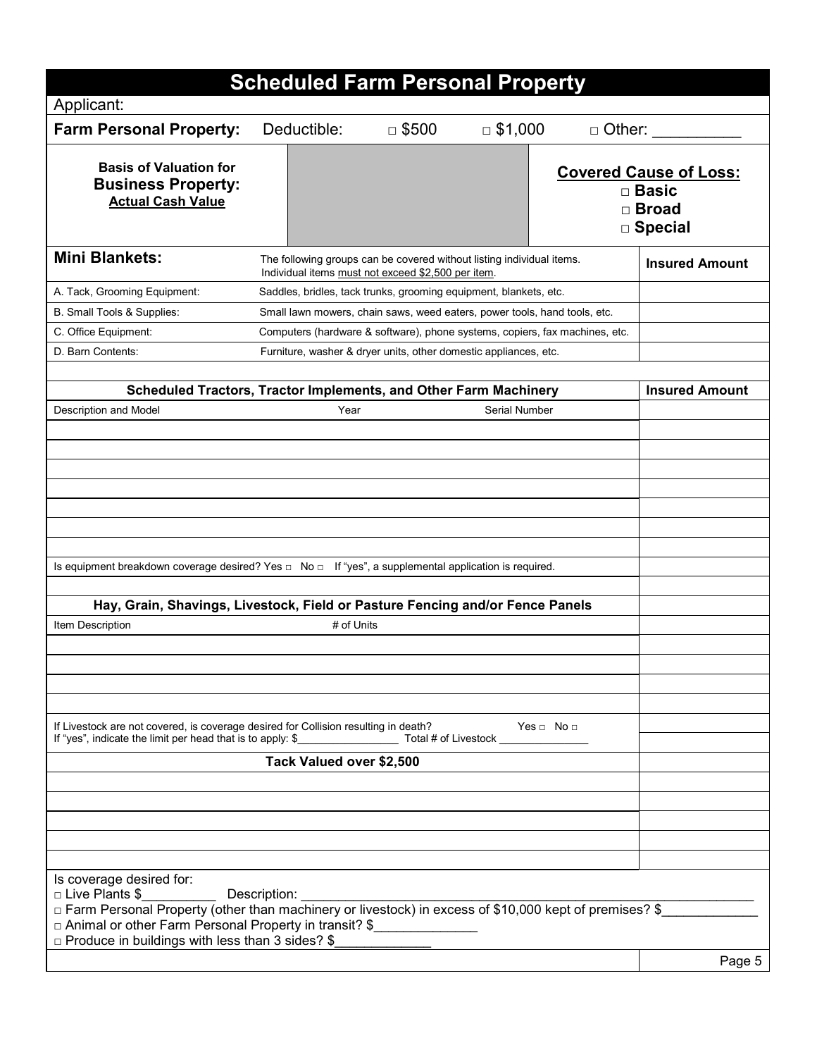# Scheduled Farm Personal Property

Applicant:

**Farm Personal Property:** Deductible: □ $500 □ $1,000 □ Other: __________

| **Basis of Valuation for Business Property:** Actual Cash Value | | **Covered Cause of Loss:** □ **Basic** □ **Broad** □ **Special** |
|---|---|---|

| **Mini Blankets:** | The following groups can be covered without listing individual items. Individual items must not exceed $2,500 per item. | **Insured Amount** |
|---|---|---|
| A. Tack, Grooming Equipment: | Saddles, bridles, tack trunks, grooming equipment, blankets, etc. | |
| B. Small Tools & Supplies: | Small lawn mowers, chain saws, weed eaters, power tools, hand tools, etc. | |
| C. Office Equipment: | Computers (hardware & software), phone systems, copiers, fax machines, etc. | |
| D. Barn Contents: | Furniture, washer & dryer units, other domestic appliances, etc. | |

| **Scheduled Tractors, Tractor Implements, and Other Farm Machinery** | | | **Insured Amount** |
|---|---|---|---|
| Description and Model | Year | Serial Number | |
| | | | |
| | | | |
| | | | |
| | | | |
| | | | |
| | | | |
| | | | |

Is equipment breakdown coverage desired? Yes □ No □ If "yes", a supplemental application is required.

| **Hay, Grain, Shavings, Livestock, Field or Pasture Fencing and/or Fence Panels** | | |
|---|---|---|
| Item Description | # of Units | |
| | | |
| | | |
| | | |
| | | |

If Livestock are not covered, is coverage desired for Collision resulting in death? Yes □ No □
If "yes", indicate the limit per head that is to apply: $________________ Total # of Livestock ______________

| **Tack Valued over $2,500** | |
|---|---|
| | |
| | |
| | |
| | |
| | |

Is coverage desired for:

□ Live Plants $__________ Description: ______________________________________________

□ Farm Personal Property (other than machinery or livestock) in excess of $10,000 kept of premises? $_____________

□ Animal or other Farm Personal Property in transit? $_____________

□ Produce in buildings with less than 3 sides? $_____________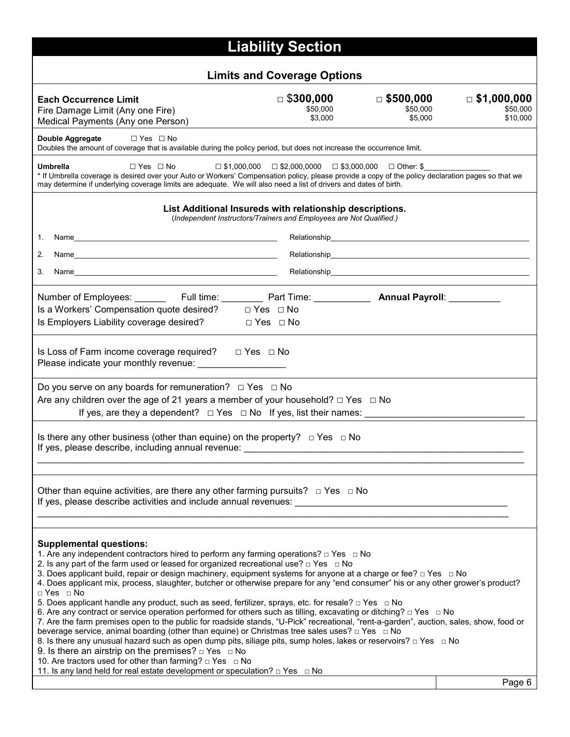# Liability Section

## Limits and Coverage Options

| | | | |
|---|---|---|---|
| **Each Occurrence Limit** | □ **$300,000** | □ **$500,000** | □ **$1,000,000** |
| Fire Damage Limit (Any one Fire) | $50,000 | $50,000 | $50,000 |
| Medical Payments (Any one Person) | $3,000 | $5,000 | $10,000 |

**Double Aggregate** ☐ Yes ☐ No
Doubles the amount of coverage that is available during the policy period, but does not increase the occurrence limit.

**Umbrella** ☐ Yes ☐ No ☐ $1,000,000 ☐ $2,000,0000 ☐ $3,000,000 ☐ Other: $________________
* If Umbrella coverage is desired over your Auto or Workers' Compensation policy, please provide a copy of the policy declaration pages so that we may determine if underlying coverage limits are adequate. We will also need a list of drivers and dates of birth.

### List Additional Insureds with relationship descriptions.

(*Independent Instructors/Trainers and Employees are Not Qualified.*)

1. Name________________________________________ Relationship________________________________________
2. Name________________________________________ Relationship________________________________________
3. Name________________________________________ Relationship________________________________________

Number of Employees: ______ Full time: ________ Part Time: ___________ **Annual Payroll**: __________
Is a Workers' Compensation quote desired? □ Yes □ No
Is Employers Liability coverage desired? □ Yes □ No

Is Loss of Farm income coverage required? □ Yes □ No
Please indicate your monthly revenue: _________________

Do you serve on any boards for remuneration? □ Yes □ No
Are any children over the age of 21 years a member of your household? □ Yes □ No
If yes, are they a dependent? □ Yes □ No If yes, list their names: ______________________________

Is there any other business (other than equine) on the property? □ Yes □ No
If yes, please describe, including annual revenue: _______________________________________________________
_____________________________________________________________________________________________

Other than equine activities, are there any other farming pursuits? □ Yes □ No
If yes, please describe activities and include annual revenues: _________________________________________
_____________________________________________________________________________________________

**Supplemental questions:**

1. Are any independent contractors hired to perform any farming operations? □ Yes □ No
2. Is any part of the farm used or leased for organized recreational use? □ Yes □ No
3. Does applicant build, repair or design machinery, equipment systems for anyone at a charge or fee? □ Yes □ No
4. Does applicant mix, process, slaughter, butcher or otherwise prepare for any "end consumer" his or any other grower's product? □ Yes □ No
5. Does applicant handle any product, such as seed, fertilizer, sprays, etc. for resale? □ Yes □ No
6. Are any contract or service operation performed for others such as tilling, excavating or ditching? □ Yes □ No
7. Are the farm premises open to the public for roadside stands, "U-Pick" recreational, "rent-a-garden", auction, sales, show, food or beverage service, animal boarding (other than equine) or Christmas tree sales uses? □ Yes □ No
8. Is there any unusual hazard such as open dump pits, siliage pits, sump holes, lakes or reservoirs? □ Yes □ No
9. Is there an airstrip on the premises? □ Yes □ No
10. Are tractors used for other than farming? □ Yes □ No
11. Is any land held for real estate development or speculation? □ Yes □ No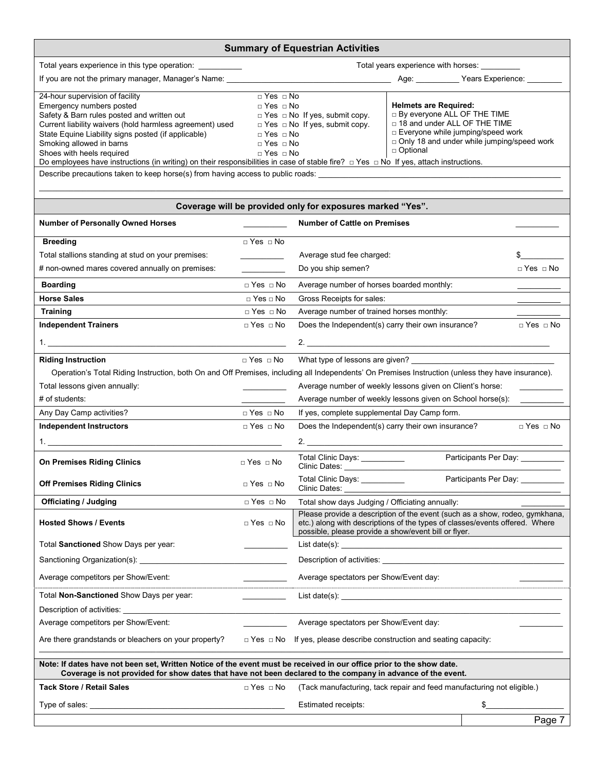## Summary of Equestrian Activities

Total years experience in this type operation: __________ Total years experience with horses: _________

If you are not the primary manager, Manager's Name: ____________________ Age: __________ Years Experience: ________

| | | |
|---|---|---|
| 24-hour supervision of facility | □ Yes □ No | |
| Emergency numbers posted | □ Yes □ No | |
| Safety & Barn rules posted and written out | □ Yes □ No If yes, submit copy. | |
| Current liability waivers (hold harmless agreement) used | □ Yes □ No If yes, submit copy. | |
| State Equine Liability signs posted (if applicable) | □ Yes □ No | |
| Smoking allowed in barns | □ Yes □ No | |
| Shoes with heels required | □ Yes □ No | |

**Helmets are Required:**
- □ By everyone ALL OF THE TIME
- □ 18 and under ALL OF THE TIME
- □ Everyone while jumping/speed work
- □ Only 18 and under while jumping/speed work
- □ Optional

Do employees have instructions (in writing) on their responsibilities in case of stable fire? □ Yes □ No If yes, attach instructions.

Describe precautions taken to keep horse(s) from having access to public roads: ____________________

### Coverage will be provided only for exposures marked "Yes".

| | | | |
|---|---|---|---|
| **Number of Personally Owned Horses** | __________ | **Number of Cattle on Premises** | __________ |
| **Breeding** | □ Yes □ No | | |
| Total stallions standing at stud on your premises: | __________ | Average stud fee charged: | $__________ |
| # non-owned mares covered annually on premises: | __________ | Do you ship semen? | □ Yes □ No |
| **Boarding** | □ Yes □ No | Average number of horses boarded monthly: | __________ |
| **Horse Sales** | □ Yes □ No | Gross Receipts for sales: | __________ |
| **Training** | □ Yes □ No | Average number of trained horses monthly: | __________ |
| **Independent Trainers** | □ Yes □ No | Does the Independent(s) carry their own insurance? | □ Yes □ No |
| 1. ____________________ | | 2. ____________________ | |
| **Riding Instruction** | □ Yes □ No | What type of lessons are given? ____________________ | |

Operation's Total Riding Instruction, both On and Off Premises, including all Independents' On Premises Instruction (unless they have insurance).

| | | | |
|---|---|---|---|
| Total lessons given annually: | __________ | Average number of weekly lessons given on Client's horse: | __________ |
| # of students: | __________ | Average number of weekly lessons given on School horse(s): | __________ |
| Any Day Camp activities? | □ Yes □ No | If yes, complete supplemental Day Camp form. | |
| **Independent Instructors** | □ Yes □ No | Does the Independent(s) carry their own insurance? | □ Yes □ No |
| 1. ____________________ | | 2. ____________________ | |
| **On Premises Riding Clinics** | □ Yes □ No | Total Clinic Days: __________ Clinic Dates: __________ | Participants Per Day: __________ |
| **Off Premises Riding Clinics** | □ Yes □ No | Total Clinic Days: __________ Clinic Dates: __________ | Participants Per Day: __________ |
| **Officiating / Judging** | □ Yes □ No | Total show days Judging / Officiating annually: | __________ |
| **Hosted Shows / Events** | □ Yes □ No | Please provide a description of the event (such as a show, rodeo, gymkhana, etc.) along with descriptions of the types of classes/events offered. Where possible, please provide a show/event bill or flyer. | |
| Total **Sanctioned** Show Days per year: | __________ | List date(s): ____________________ | |
| Sanctioning Organization(s): ____________________ | | Description of activities: ____________________ | |
| Average competitors per Show/Event: | __________ | Average spectators per Show/Event day: | __________ |
| Total **Non-Sanctioned** Show Days per year: | __________ | List date(s): ____________________ | |
| Description of activities: ____________________ | | | |
| Average competitors per Show/Event: | __________ | Average spectators per Show/Event day: | __________ |
| Are there grandstands or bleachers on your property? | □ Yes □ No | If yes, please describe construction and seating capacity: | |

**Note: If dates have not been set, Written Notice of the event must be received in our office prior to the show date. Coverage is not provided for show dates that have not been declared to the company in advance of the event.**

| | | | |
|---|---|---|---|
| **Tack Store / Retail Sales** | □ Yes □ No | (Tack manufacturing, tack repair and feed manufacturing not eligible.) | |
| Type of sales: ____________________ | | Estimated receipts: | $__________ |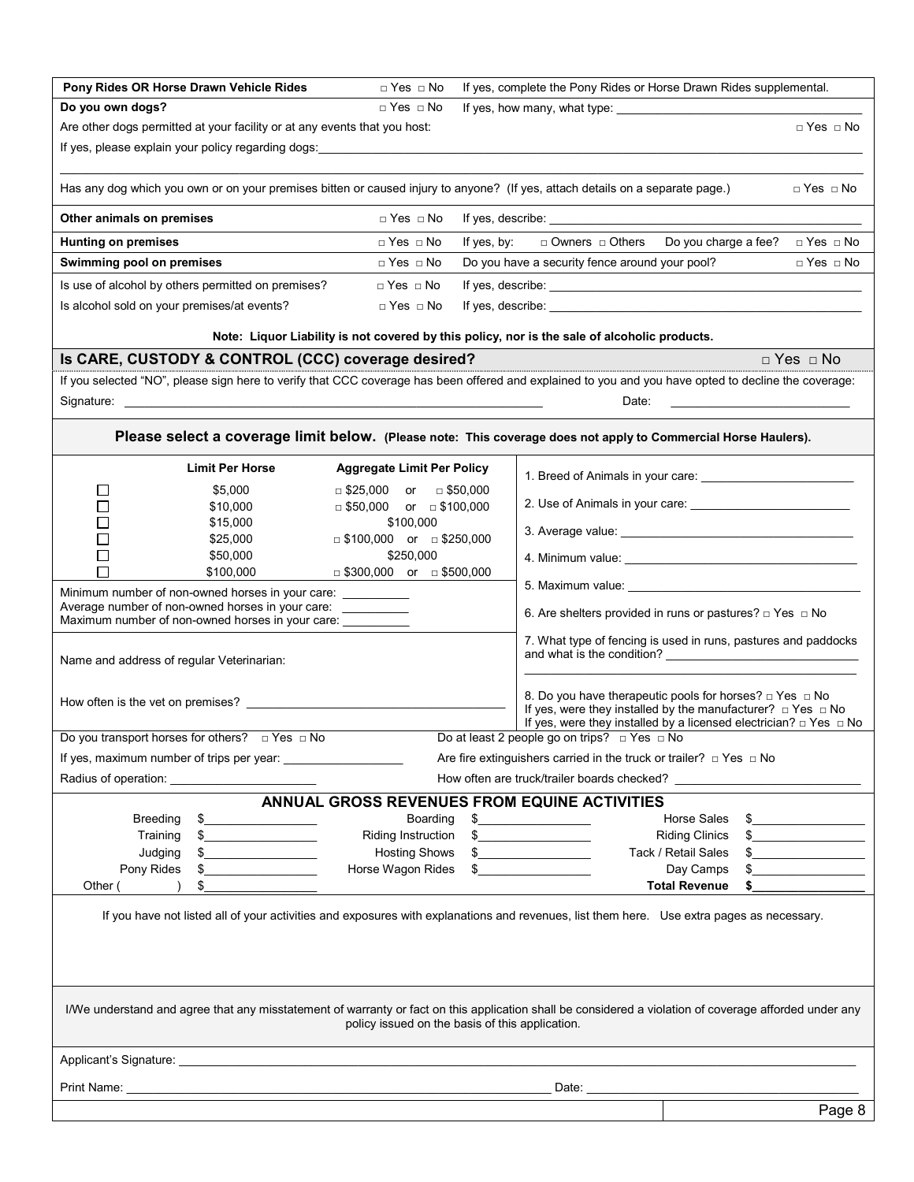| | | |
|---|---|---|
| **Pony Rides OR Horse Drawn Vehicle Rides** | □ Yes □ No | If yes, complete the Pony Rides or Horse Drawn Rides supplemental. |
| **Do you own dogs?** | □ Yes □ No | If yes, how many, what type: ____________________ |

Are other dogs permitted at your facility or at any events that you host: □ Yes □ No

If yes, please explain your policy regarding dogs: ____________________

Has any dog which you own or on your premises bitten or caused injury to anyone? (If yes, attach details on a separate page.) □ Yes □ No

| | | |
|---|---|---|
| **Other animals on premises** | □ Yes □ No | If yes, describe: ____________________ |
| **Hunting on premises** | □ Yes □ No | If yes, by: □ Owners □ Others Do you charge a fee? □ Yes □ No |
| **Swimming pool on premises** | □ Yes □ No | Do you have a security fence around your pool? □ Yes □ No |
| Is use of alcohol by others permitted on premises? | □ Yes □ No | If yes, describe: ____________________ |
| Is alcohol sold on your premises/at events? | □ Yes □ No | If yes, describe: ____________________ |

**Note: Liquor Liability is not covered by this policy, nor is the sale of alcoholic products.**

## Is CARE, CUSTODY & CONTROL (CCC) coverage desired? □ Yes □ No

If you selected "NO", please sign here to verify that CCC coverage has been offered and explained to you and you have opted to decline the coverage:

Signature: ____________________ Date: ____________________

**Please select a coverage limit below. (Please note: This coverage does not apply to Commercial Horse Haulers).**

| | Limit Per Horse | Aggregate Limit Per Policy |
|---|---|---|
| ☐ | $5,000 | □ $25,000 or □ $50,000 |
| ☐ | $10,000 | □ $50,000 or □ $100,000 |
| ☐ | $15,000 | $100,000 |
| ☐ | $25,000 | □ $100,000 or □ $250,000 |
| ☐ | $50,000 | $250,000 |
| ☐ | $100,000 | □ $300,000 or □ $500,000 |

Minimum number of non-owned horses in your care: __________
Average number of non-owned horses in your care: __________
Maximum number of non-owned horses in your care: __________

Name and address of regular Veterinarian:

How often is the vet on premises? ____________________

1. Breed of Animals in your care: ____________________
2. Use of Animals in your care: ____________________
3. Average value: ____________________
4. Minimum value: ____________________
5. Maximum value: ____________________
6. Are shelters provided in runs or pastures? □ Yes □ No
7. What type of fencing is used in runs, pastures and paddocks and what is the condition? ____________________
8. Do you have therapeutic pools for horses? □ Yes □ No
   If yes, were they installed by the manufacturer? □ Yes □ No
   If yes, were they installed by a licensed electrician? □ Yes □ No

Do you transport horses for others? □ Yes □ No

If yes, maximum number of trips per year: ____________________

Radius of operation: ____________________

Do at least 2 people go on trips? □ Yes □ No

Are fire extinguishers carried in the truck or trailer? □ Yes □ No

How often are truck/trailer boards checked? ____________________

## ANNUAL GROSS REVENUES FROM EQUINE ACTIVITIES

| | | | | | |
|---|---|---|---|---|---|
| Breeding | $ | Boarding | $ | Horse Sales | $ |
| Training | $ | Riding Instruction | $ | Riding Clinics | $ |
| Judging | $ | Hosting Shows | $ | Tack / Retail Sales | $ |
| Pony Rides | $ | Horse Wagon Rides | $ | Day Camps | $ |
| Other ( ) | $ | | | **Total Revenue** | **$** |

If you have not listed all of your activities and exposures with explanations and revenues, list them here. Use extra pages as necessary.

I/We understand and agree that any misstatement of warranty or fact on this application shall be considered a violation of coverage afforded under any policy issued on the basis of this application.

Applicant's Signature: ____________________

Print Name: ____________________ Date: ____________________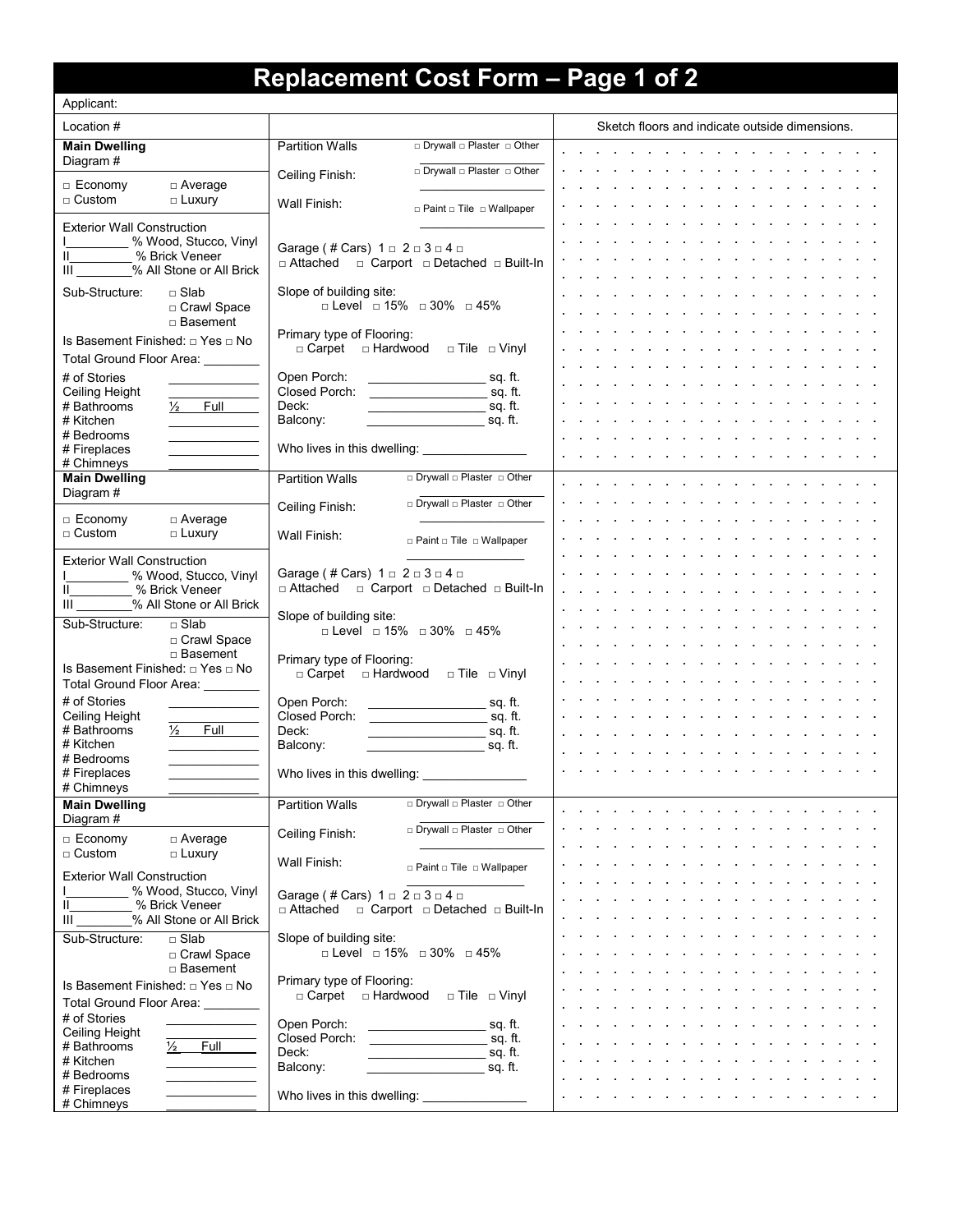# Replacement Cost Form – Page 1 of 2

Applicant:

| Location # | | Sketch floors and indicate outside dimensions. |
|---|---|---|
| **Main Dwelling**<br>Diagram #<br><br>□ Economy □ Average<br>□ Custom □ Luxury<br><br>Exterior Wall Construction<br>I_________ % Wood, Stucco, Vinyl<br>II_________ % Brick Veneer<br>III ________% All Stone or All Brick<br><br>Sub-Structure: □ Slab □ Crawl Space □ Basement<br><br>Is Basement Finished: □ Yes □ No<br>Total Ground Floor Area: ________<br><br># of Stories ____________<br>Ceiling Height ____________<br># Bathrooms ½ Full<br># Kitchen ____________<br># Bedrooms ____________<br># Fireplaces ____________<br># Chimneys ____________ | Partition Walls □ Drywall □ Plaster □ Other ____________<br><br>Ceiling Finish: □ Drywall □ Plaster □ Other ____________<br><br>Wall Finish: □ Paint □ Tile □ Wallpaper ____________<br><br>Garage ( # Cars) 1 □ 2 □ 3 □ 4 □<br>□ Attached □ Carport □ Detached □ Built-In<br><br>Slope of building site:<br>□ Level □ 15% □ 30% □ 45%<br><br>Primary type of Flooring:<br>□ Carpet □ Hardwood □ Tile □ Vinyl<br><br>Open Porch: ________________ sq. ft.<br>Closed Porch: ________________ sq. ft.<br>Deck: ________________ sq. ft.<br>Balcony: ________________ sq. ft.<br><br>Who lives in this dwelling: _______________ | |
| **Main Dwelling**<br>Diagram #<br><br>□ Economy □ Average<br>□ Custom □ Luxury<br><br>Exterior Wall Construction<br>I_________ % Wood, Stucco, Vinyl<br>II_________ % Brick Veneer<br>III ________% All Stone or All Brick<br><br>Sub-Structure: □ Slab □ Crawl Space □ Basement<br><br>Is Basement Finished: □ Yes □ No<br>Total Ground Floor Area: ________<br><br># of Stories ____________<br>Ceiling Height ____________<br># Bathrooms ½ Full<br># Kitchen ____________<br># Bedrooms ____________<br># Fireplaces ____________<br># Chimneys ____________ | Partition Walls □ Drywall □ Plaster □ Other ____________<br><br>Ceiling Finish: □ Drywall □ Plaster □ Other ____________<br><br>Wall Finish: □ Paint □ Tile □ Wallpaper ____________<br><br>Garage ( # Cars) 1 □ 2 □ 3 □ 4 □<br>□ Attached □ Carport □ Detached □ Built-In<br><br>Slope of building site:<br>□ Level □ 15% □ 30% □ 45%<br><br>Primary type of Flooring:<br>□ Carpet □ Hardwood □ Tile □ Vinyl<br><br>Open Porch: ________________ sq. ft.<br>Closed Porch: ________________ sq. ft.<br>Deck: ________________ sq. ft.<br>Balcony: ________________ sq. ft.<br><br>Who lives in this dwelling: _______________ | |
| **Main Dwelling**<br>Diagram #<br><br>□ Economy □ Average<br>□ Custom □ Luxury<br><br>Exterior Wall Construction<br>I_________ % Wood, Stucco, Vinyl<br>II_________ % Brick Veneer<br>III ________% All Stone or All Brick<br><br>Sub-Structure: □ Slab □ Crawl Space □ Basement<br><br>Is Basement Finished: □ Yes □ No<br>Total Ground Floor Area: ________<br><br># of Stories ____________<br>Ceiling Height ____________<br># Bathrooms ½ Full<br># Kitchen ____________<br># Bedrooms ____________<br># Fireplaces ____________<br># Chimneys ____________ | Partition Walls □ Drywall □ Plaster □ Other ____________<br><br>Ceiling Finish: □ Drywall □ Plaster □ Other ____________<br><br>Wall Finish: □ Paint □ Tile □ Wallpaper ____________<br><br>Garage ( # Cars) 1 □ 2 □ 3 □ 4 □<br>□ Attached □ Carport □ Detached □ Built-In<br><br>Slope of building site:<br>□ Level □ 15% □ 30% □ 45%<br><br>Primary type of Flooring:<br>□ Carpet □ Hardwood □ Tile □ Vinyl<br><br>Open Porch: ________________ sq. ft.<br>Closed Porch: ________________ sq. ft.<br>Deck: ________________ sq. ft.<br>Balcony: ________________ sq. ft.<br><br>Who lives in this dwelling: _______________ | |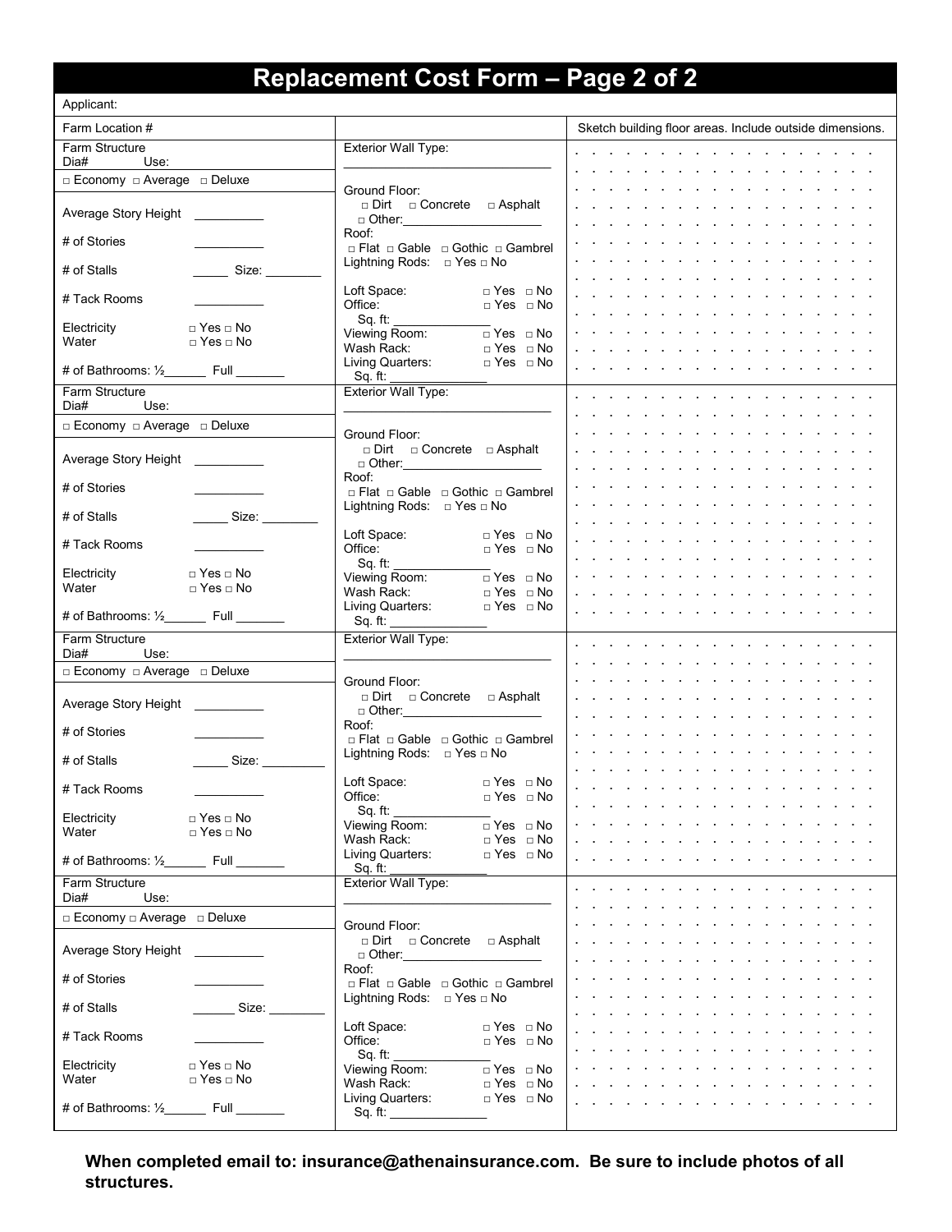# Replacement Cost Form – Page 2 of 2

Applicant:

| Farm Location # | | Sketch building floor areas. Include outside dimensions. |
|---|---|---|
| Farm Structure<br>Dia# Use:<br>□ Economy □ Average □ Deluxe<br>Average Story Height __________<br># of Stories __________<br># of Stalls _____ Size: ________<br># Tack Rooms __________<br>Electricity □ Yes □ No<br>Water □ Yes □ No<br># of Bathrooms: ½______ Full _______ | Exterior Wall Type: ______________________________<br>Ground Floor:<br>□ Dirt □ Concrete □ Asphalt<br>□ Other:____________________<br>Roof:<br>□ Flat □ Gable □ Gothic □ Gambrel<br>Lightning Rods: □ Yes □ No<br>Loft Space: □ Yes □ No<br>Office: □ Yes □ No<br>Sq. ft: ______________<br>Viewing Room: □ Yes □ No<br>Wash Rack: □ Yes □ No<br>Living Quarters: □ Yes □ No<br>Sq. ft: ______________ | |
| Farm Structure<br>Dia# Use:<br>□ Economy □ Average □ Deluxe<br>Average Story Height __________<br># of Stories __________<br># of Stalls _____ Size: ________<br># Tack Rooms __________<br>Electricity □ Yes □ No<br>Water □ Yes □ No<br># of Bathrooms: ½______ Full _______ | Exterior Wall Type: ______________________________<br>Ground Floor:<br>□ Dirt □ Concrete □ Asphalt<br>□ Other:____________________<br>Roof:<br>□ Flat □ Gable □ Gothic □ Gambrel<br>Lightning Rods: □ Yes □ No<br>Loft Space: □ Yes □ No<br>Office: □ Yes □ No<br>Sq. ft: ______________<br>Viewing Room: □ Yes □ No<br>Wash Rack: □ Yes □ No<br>Living Quarters: □ Yes □ No<br>Sq. ft: ______________ | |
| Farm Structure<br>Dia# Use:<br>□ Economy □ Average □ Deluxe<br>Average Story Height __________<br># of Stories __________<br># of Stalls _____ Size: _________<br># Tack Rooms __________<br>Electricity □ Yes □ No<br>Water □ Yes □ No<br># of Bathrooms: ½______ Full _______ | Exterior Wall Type: ______________________________<br>Ground Floor:<br>□ Dirt □ Concrete □ Asphalt<br>□ Other:____________________<br>Roof:<br>□ Flat □ Gable □ Gothic □ Gambrel<br>Lightning Rods: □ Yes □ No<br>Loft Space: □ Yes □ No<br>Office: □ Yes □ No<br>Sq. ft: ______________<br>Viewing Room: □ Yes □ No<br>Wash Rack: □ Yes □ No<br>Living Quarters: □ Yes □ No<br>Sq. ft: ______________ | |
| Farm Structure<br>Dia# Use:<br>□ Economy □ Average □ Deluxe<br>Average Story Height __________<br># of Stories __________<br># of Stalls ______ Size: ________<br># Tack Rooms __________<br>Electricity □ Yes □ No<br>Water □ Yes □ No<br># of Bathrooms: ½______ Full _______ | Exterior Wall Type: ______________________________<br>Ground Floor:<br>□ Dirt □ Concrete □ Asphalt<br>□ Other:____________________<br>Roof:<br>□ Flat □ Gable □ Gothic □ Gambrel<br>Lightning Rods: □ Yes □ No<br>Loft Space: □ Yes □ No<br>Office: □ Yes □ No<br>Sq. ft: ______________<br>Viewing Room: □ Yes □ No<br>Wash Rack: □ Yes □ No<br>Living Quarters: □ Yes □ No<br>Sq. ft: ______________ | |

**When completed email to: insurance@athenainsurance.com. Be sure to include photos of all structures.**